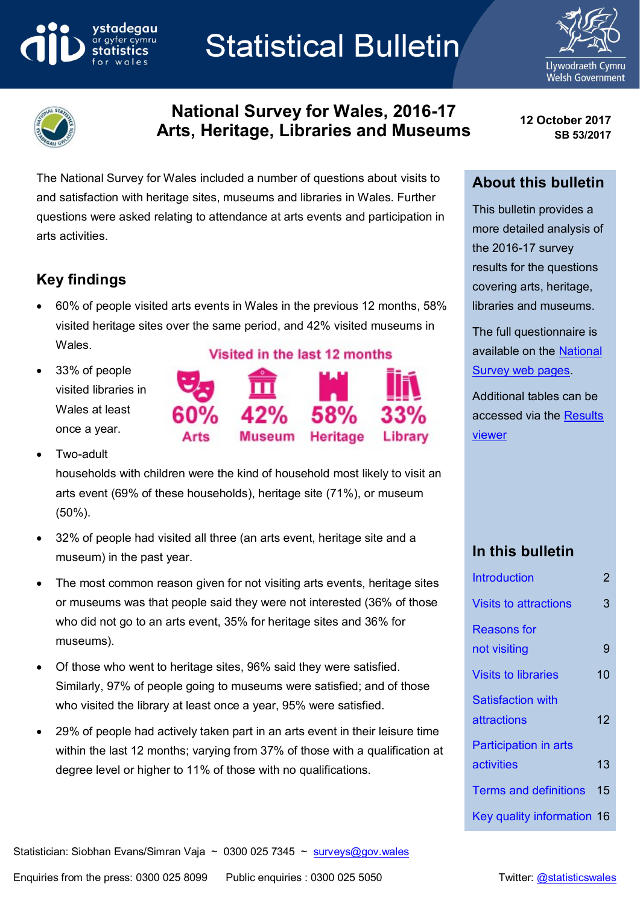# Statistical Bulletin

# National Survey for Wales, 2016-17
# Arts, Heritage, Libraries and Museums

**12 October 2017**
**SB 53/2017**

The National Survey for Wales included a number of questions about visits to and satisfaction with heritage sites, museums and libraries in Wales. Further questions were asked relating to attendance at arts events and participation in arts activities.

## Key findings

- 60% of people visited arts events in Wales in the previous 12 months, 58% visited heritage sites over the same period, and 42% visited museums in Wales.
- 33% of people visited libraries in Wales at least once a year.

**Visited in the last 12 months**

| 60% | 42% | 58% | 33% |
|---|---|---|---|
| Arts | Museum | Heritage | Library |

- Two-adult households with children were the kind of household most likely to visit an arts event (69% of these households), heritage site (71%), or museum (50%).
- 32% of people had visited all three (an arts event, heritage site and a museum) in the past year.
- The most common reason given for not visiting arts events, heritage sites or museums was that people said they were not interested (36% of those who did not go to an arts event, 35% for heritage sites and 36% for museums).
- Of those who went to heritage sites, 96% said they were satisfied. Similarly, 97% of people going to museums were satisfied; and of those who visited the library at least once a year, 95% were satisfied.
- 29% of people had actively taken part in an arts event in their leisure time within the last 12 months; varying from 37% of those with a qualification at degree level or higher to 11% of those with no qualifications.

## About this bulletin

This bulletin provides a more detailed analysis of the 2016-17 survey results for the questions covering arts, heritage, libraries and museums.

The full questionnaire is available on the National Survey web pages.

Additional tables can be accessed via the Results viewer

## In this bulletin

| | |
|---|---|
| Introduction | 2 |
| Visits to attractions | 3 |
| Reasons for not visiting | 9 |
| Visits to libraries | 10 |
| Satisfaction with attractions | 12 |
| Participation in arts activities | 13 |
| Terms and definitions | 15 |
| Key quality information | 16 |

Statistician: Siobhan Evans/Simran Vaja ~ 0300 025 7345 ~ surveys@gov.wales

Enquiries from the press: 0300 025 8099 Public enquiries : 0300 025 5050 Twitter: @statisticswales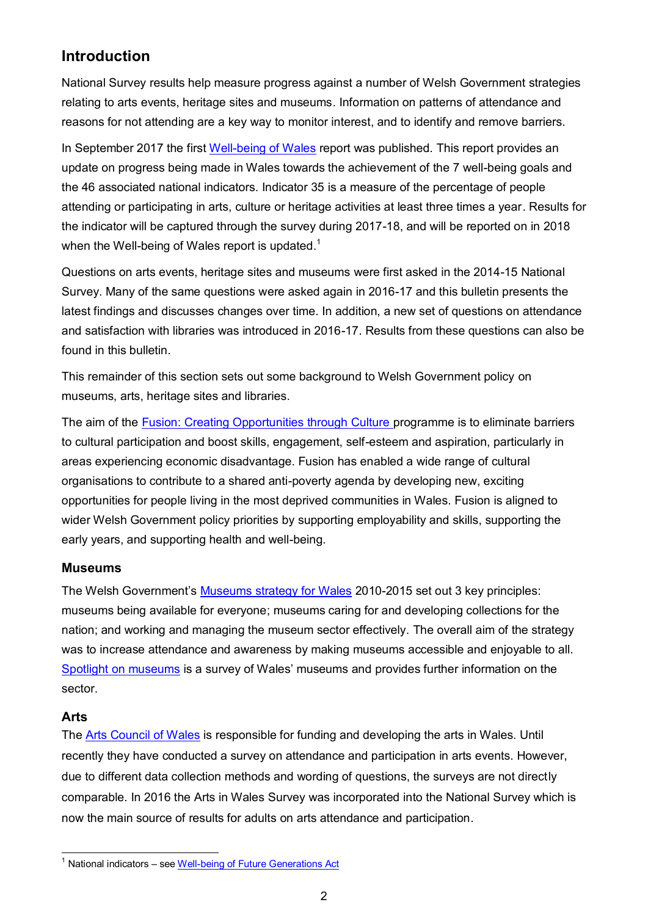## Introduction

National Survey results help measure progress against a number of Welsh Government strategies relating to arts events, heritage sites and museums. Information on patterns of attendance and reasons for not attending are a key way to monitor interest, and to identify and remove barriers.

In September 2017 the first Well-being of Wales report was published. This report provides an update on progress being made in Wales towards the achievement of the 7 well-being goals and the 46 associated national indicators. Indicator 35 is a measure of the percentage of people attending or participating in arts, culture or heritage activities at least three times a year. Results for the indicator will be captured through the survey during 2017-18, and will be reported on in 2018 when the Well-being of Wales report is updated.[1]

Questions on arts events, heritage sites and museums were first asked in the 2014-15 National Survey. Many of the same questions were asked again in 2016-17 and this bulletin presents the latest findings and discusses changes over time. In addition, a new set of questions on attendance and satisfaction with libraries was introduced in 2016-17. Results from these questions can also be found in this bulletin.

This remainder of this section sets out some background to Welsh Government policy on museums, arts, heritage sites and libraries.

The aim of the Fusion: Creating Opportunities through Culture programme is to eliminate barriers to cultural participation and boost skills, engagement, self-esteem and aspiration, particularly in areas experiencing economic disadvantage. Fusion has enabled a wide range of cultural organisations to contribute to a shared anti-poverty agenda by developing new, exciting opportunities for people living in the most deprived communities in Wales. Fusion is aligned to wider Welsh Government policy priorities by supporting employability and skills, supporting the early years, and supporting health and well-being.

### Museums

The Welsh Government's Museums strategy for Wales 2010-2015 set out 3 key principles: museums being available for everyone; museums caring for and developing collections for the nation; and working and managing the museum sector effectively. The overall aim of the strategy was to increase attendance and awareness by making museums accessible and enjoyable to all. Spotlight on museums is a survey of Wales' museums and provides further information on the sector.

### Arts

The Arts Council of Wales is responsible for funding and developing the arts in Wales. Until recently they have conducted a survey on attendance and participation in arts events. However, due to different data collection methods and wording of questions, the surveys are not directly comparable. In 2016 the Arts in Wales Survey was incorporated into the National Survey which is now the main source of results for adults on arts attendance and participation.

---

[1] National indicators – see Well-being of Future Generations Act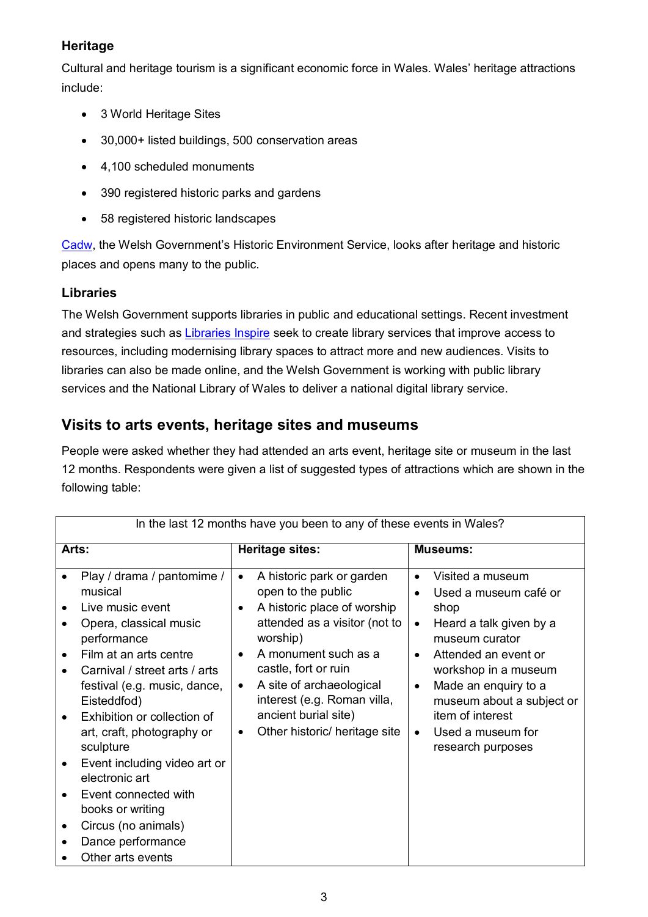### Heritage

Cultural and heritage tourism is a significant economic force in Wales. Wales' heritage attractions include:

- 3 World Heritage Sites
- 30,000+ listed buildings, 500 conservation areas
- 4,100 scheduled monuments
- 390 registered historic parks and gardens
- 58 registered historic landscapes

Cadw, the Welsh Government's Historic Environment Service, looks after heritage and historic places and opens many to the public.

### Libraries

The Welsh Government supports libraries in public and educational settings. Recent investment and strategies such as Libraries Inspire seek to create library services that improve access to resources, including modernising library spaces to attract more and new audiences. Visits to libraries can also be made online, and the Welsh Government is working with public library services and the National Library of Wales to deliver a national digital library service.

## Visits to arts events, heritage sites and museums

People were asked whether they had attended an arts event, heritage site or museum in the last 12 months. Respondents were given a list of suggested types of attractions which are shown in the following table:

| In the last 12 months have you been to any of these events in Wales? | | |
|---|---|---|
| **Arts:** | **Heritage sites:** | **Museums:** |
| • Play / drama / pantomime / musical<br>• Live music event<br>• Opera, classical music performance<br>• Film at an arts centre<br>• Carnival / street arts / arts festival (e.g. music, dance, Eisteddfod)<br>• Exhibition or collection of art, craft, photography or sculpture<br>• Event including video art or electronic art<br>• Event connected with books or writing<br>• Circus (no animals)<br>• Dance performance<br>• Other arts events | • A historic park or garden open to the public<br>• A historic place of worship attended as a visitor (not to worship)<br>• A monument such as a castle, fort or ruin<br>• A site of archaeological interest (e.g. Roman villa, ancient burial site)<br>• Other historic/ heritage site | • Visited a museum<br>• Used a museum café or shop<br>• Heard a talk given by a museum curator<br>• Attended an event or workshop in a museum<br>• Made an enquiry to a museum about a subject or item of interest<br>• Used a museum for research purposes |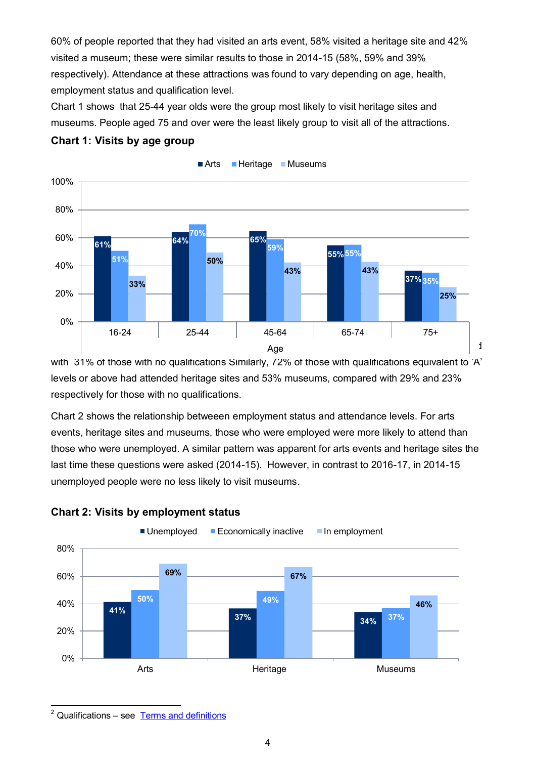60% of people reported that they had visited an arts event, 58% visited a heritage site and 42% visited a museum; these were similar results to those in 2014-15 (58%, 59% and 39% respectively). Attendance at these attractions was found to vary depending on age, health, employment status and qualification level.

Chart 1 shows that 25-44 year olds were the group most likely to visit heritage sites and museums. People aged 75 and over were the least likely group to visit all of the attractions.

### Chart 1: Visits by age group

| Age | Arts | Heritage | Museums |
|---|---|---|---|
| 16-24 | 61% | 51% | 33% |
| 25-44 | 64% | 70% | 50% |
| 45-64 | 65% | 59% | 43% |
| 65-74 | 55% | 55% | 43% |
| 75+ | 37% | 35% | 25% |

with 31% of those with no qualifications Similarly, 72% of those with qualifications equivalent to 'A' levels or above had attended heritage sites and 53% museums, compared with 29% and 23% respectively for those with no qualifications.

Chart 2 shows the relationship betweeen employment status and attendance levels. For arts events, heritage sites and museums, those who were employed were more likely to attend than those who were unemployed. A similar pattern was apparent for arts events and heritage sites the last time these questions were asked (2014-15). However, in contrast to 2016-17, in 2014-15 unemployed people were no less likely to visit museums.

### Chart 2: Visits by employment status

| | Unemployed | Economically inactive | In employment |
|---|---|---|---|
| Arts | 41% | 50% | 69% |
| Heritage | 37% | 49% | 67% |
| Museums | 34% | 37% | 46% |

[2] Qualifications – see Terms and definitions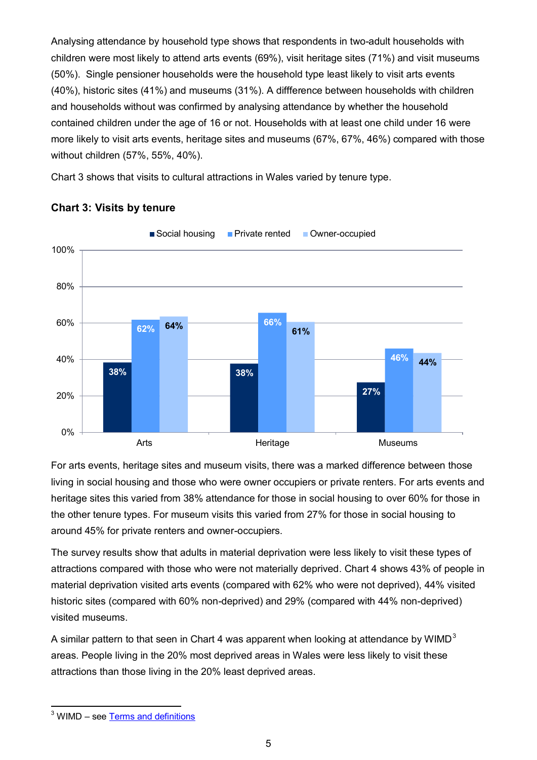Analysing attendance by household type shows that respondents in two-adult households with children were most likely to attend arts events (69%), visit heritage sites (71%) and visit museums (50%). Single pensioner households were the household type least likely to visit arts events (40%), historic sites (41%) and museums (31%). A diffference between households with children and households without was confirmed by analysing attendance by whether the household contained children under the age of 16 or not. Households with at least one child under 16 were more likely to visit arts events, heritage sites and museums (67%, 67%, 46%) compared with those without children (57%, 55%, 40%).

Chart 3 shows that visits to cultural attractions in Wales varied by tenure type.

**Chart 3: Visits by tenure**

| | Social housing | Private rented | Owner-occupied |
|---|---|---|---|
| Arts | 38% | 62% | 64% |
| Heritage | 38% | 66% | 61% |
| Museums | 27% | 46% | 44% |

For arts events, heritage sites and museum visits, there was a marked difference between those living in social housing and those who were owner occupiers or private renters. For arts events and heritage sites this varied from 38% attendance for those in social housing to over 60% for those in the other tenure types. For museum visits this varied from 27% for those in social housing to around 45% for private renters and owner-occupiers.

The survey results show that adults in material deprivation were less likely to visit these types of attractions compared with those who were not materially deprived. Chart 4 shows 43% of people in material deprivation visited arts events (compared with 62% who were not deprived), 44% visited historic sites (compared with 60% non-deprived) and 29% (compared with 44% non-deprived) visited museums.

A similar pattern to that seen in Chart 4 was apparent when looking at attendance by WIMD[3] areas. People living in the 20% most deprived areas in Wales were less likely to visit these attractions than those living in the 20% least deprived areas.

[3] WIMD – see Terms and definitions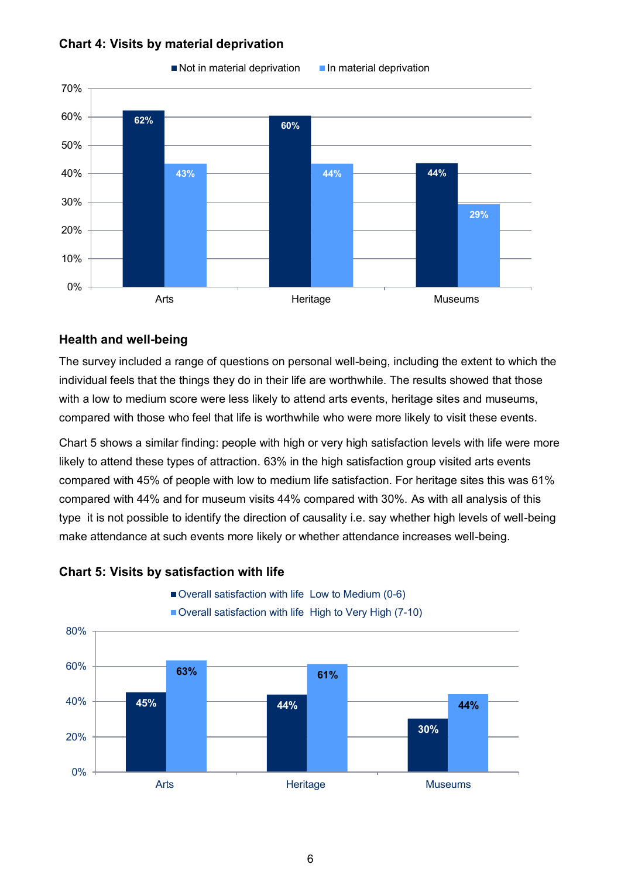**Chart 4: Visits by material deprivation**

| | Not in material deprivation | In material deprivation |
|---|---|---|
| Arts | 62% | 43% |
| Heritage | 60% | 44% |
| Museums | 44% | 29% |

## Health and well-being

The survey included a range of questions on personal well-being, including the extent to which the individual feels that the things they do in their life are worthwhile. The results showed that those with a low to medium score were less likely to attend arts events, heritage sites and museums, compared with those who feel that life is worthwhile who were more likely to visit these events.

Chart 5 shows a similar finding: people with high or very high satisfaction levels with life were more likely to attend these types of attraction. 63% in the high satisfaction group visited arts events compared with 45% of people with low to medium life satisfaction. For heritage sites this was 61% compared with 44% and for museum visits 44% compared with 30%. As with all analysis of this type it is not possible to identify the direction of causality i.e. say whether high levels of well-being make attendance at such events more likely or whether attendance increases well-being.

**Chart 5: Visits by satisfaction with life**

| | Overall satisfaction with life Low to Medium (0-6) | Overall satisfaction with life High to Very High (7-10) |
|---|---|---|
| Arts | 45% | 63% |
| Heritage | 44% | 61% |
| Museums | 30% | 44% |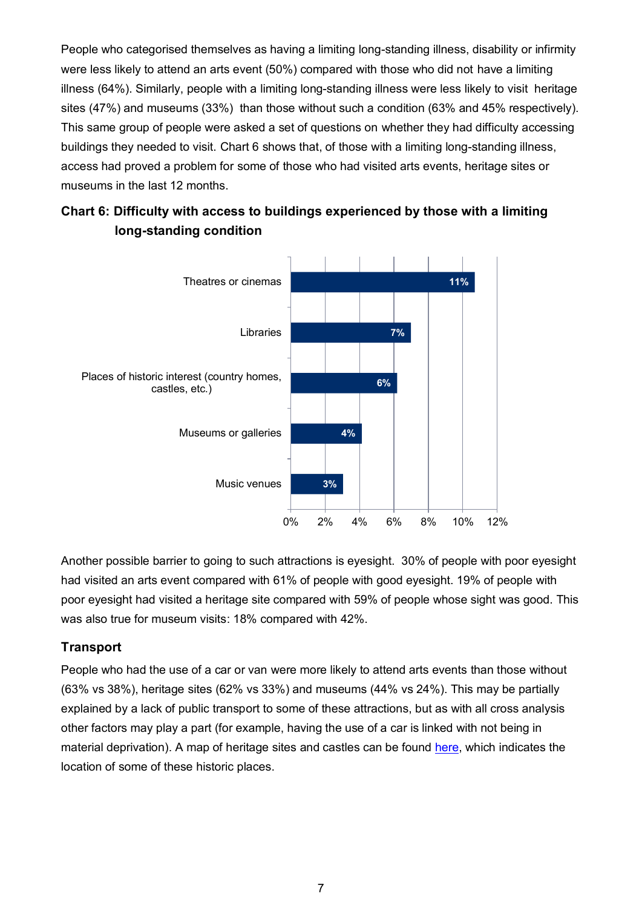People who categorised themselves as having a limiting long-standing illness, disability or infirmity were less likely to attend an arts event (50%) compared with those who did not have a limiting illness (64%). Similarly, people with a limiting long-standing illness were less likely to visit heritage sites (47%) and museums (33%) than those without such a condition (63% and 45% respectively). This same group of people were asked a set of questions on whether they had difficulty accessing buildings they needed to visit. Chart 6 shows that, of those with a limiting long-standing illness, access had proved a problem for some of those who had visited arts events, heritage sites or museums in the last 12 months.

**Chart 6: Difficulty with access to buildings experienced by those with a limiting long-standing condition**

| Building type | Percentage |
|---|---|
| Theatres or cinemas | 11% |
| Libraries | 7% |
| Places of historic interest (country homes, castles, etc.) | 6% |
| Museums or galleries | 4% |
| Music venues | 3% |

Another possible barrier to going to such attractions is eyesight. 30% of people with poor eyesight had visited an arts event compared with 61% of people with good eyesight. 19% of people with poor eyesight had visited a heritage site compared with 59% of people whose sight was good. This was also true for museum visits: 18% compared with 42%.

### Transport

People who had the use of a car or van were more likely to attend arts events than those without (63% vs 38%), heritage sites (62% vs 33%) and museums (44% vs 24%). This may be partially explained by a lack of public transport to some of these attractions, but as with all cross analysis other factors may play a part (for example, having the use of a car is linked with not being in material deprivation). A map of heritage sites and castles can be found here, which indicates the location of some of these historic places.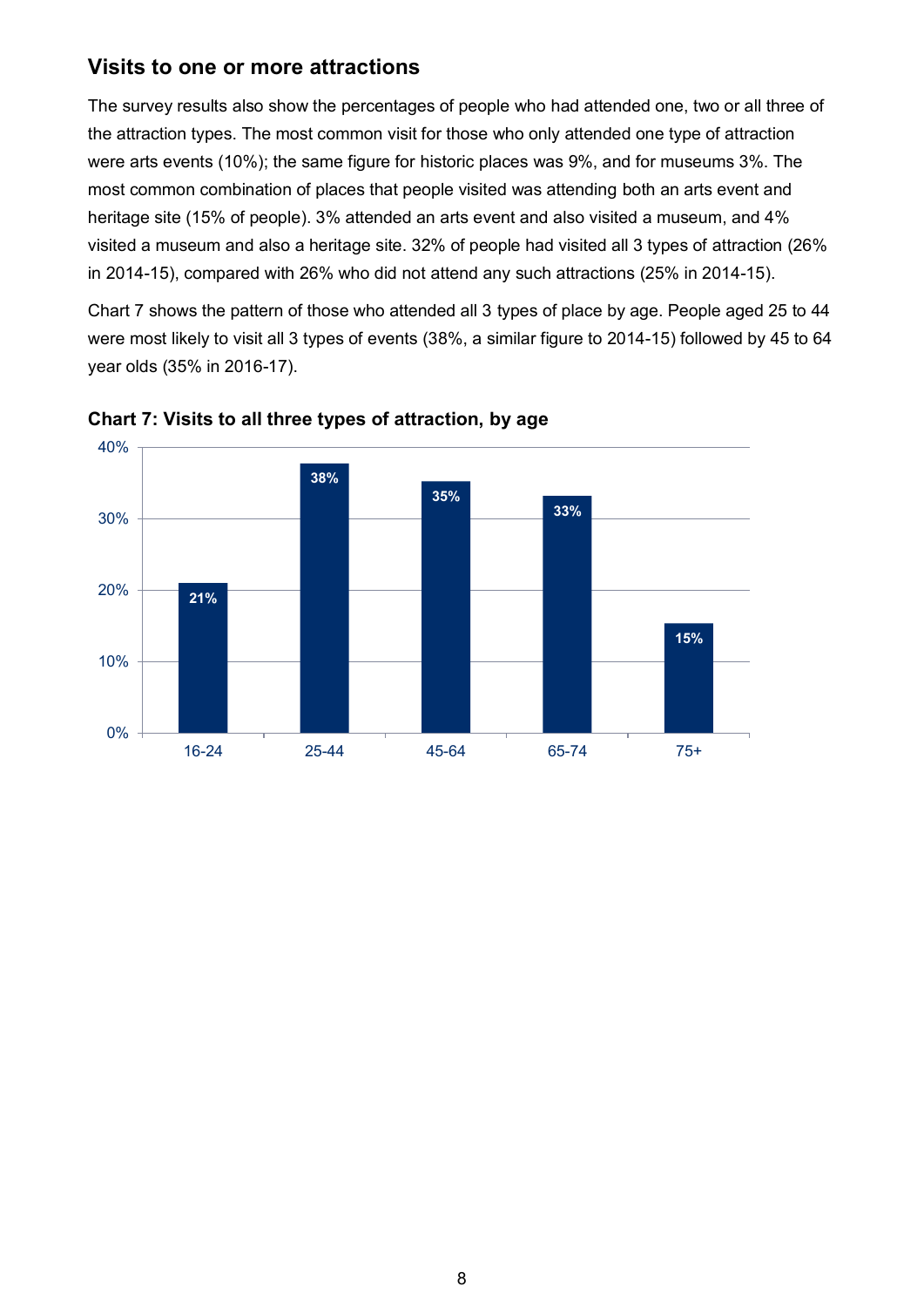## Visits to one or more attractions

The survey results also show the percentages of people who had attended one, two or all three of the attraction types. The most common visit for those who only attended one type of attraction were arts events (10%); the same figure for historic places was 9%, and for museums 3%. The most common combination of places that people visited was attending both an arts event and heritage site (15% of people). 3% attended an arts event and also visited a museum, and 4% visited a museum and also a heritage site. 32% of people had visited all 3 types of attraction (26% in 2014-15), compared with 26% who did not attend any such attractions (25% in 2014-15).

Chart 7 shows the pattern of those who attended all 3 types of place by age. People aged 25 to 44 were most likely to visit all 3 types of events (38%, a similar figure to 2014-15) followed by 45 to 64 year olds (35% in 2016-17).

**Chart 7: Visits to all three types of attraction, by age**

| Age | Visits to all three types of attraction |
|---|---|
| 16-24 | 21% |
| 25-44 | 38% |
| 45-64 | 35% |
| 65-74 | 33% |
| 75+ | 15% |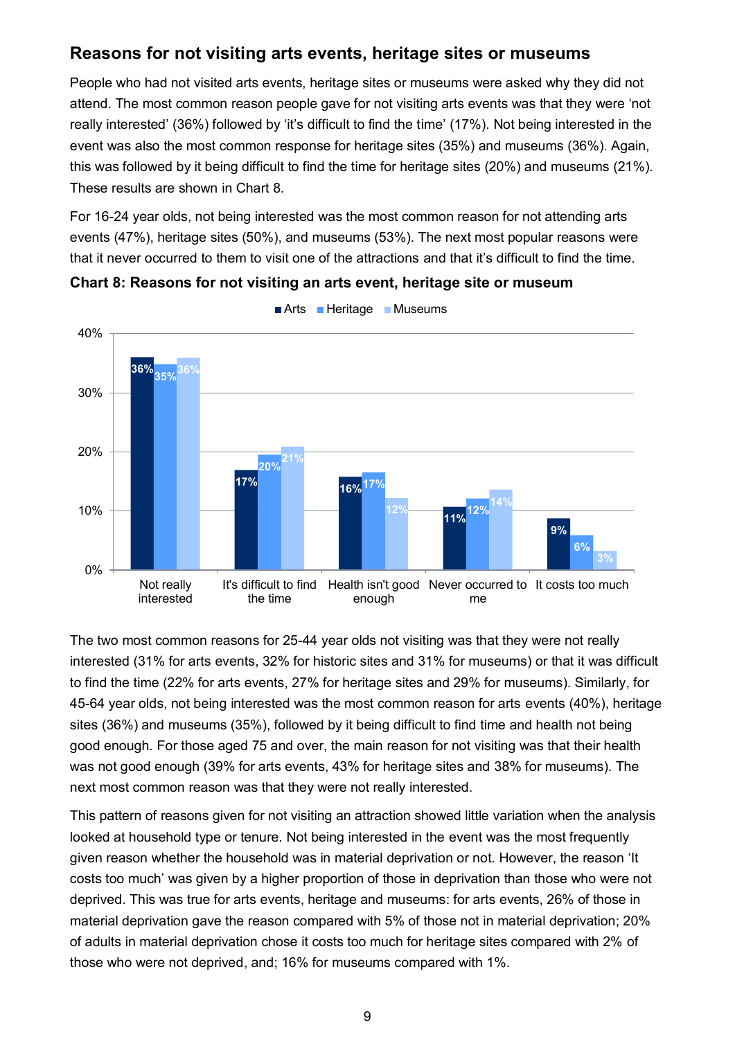## Reasons for not visiting arts events, heritage sites or museums

People who had not visited arts events, heritage sites or museums were asked why they did not attend. The most common reason people gave for not visiting arts events was that they were 'not really interested' (36%) followed by 'it's difficult to find the time' (17%). Not being interested in the event was also the most common response for heritage sites (35%) and museums (36%). Again, this was followed by it being difficult to find the time for heritage sites (20%) and museums (21%). These results are shown in Chart 8.

For 16-24 year olds, not being interested was the most common reason for not attending arts events (47%), heritage sites (50%), and museums (53%). The next most popular reasons were that it never occurred to them to visit one of the attractions and that it's difficult to find the time.

**Chart 8: Reasons for not visiting an arts event, heritage site or museum**

| | Arts | Heritage | Museums |
|---|---|---|---|
| Not really interested | 36% | 35% | 36% |
| It's difficult to find the time | 17% | 20% | 21% |
| Health isn't good enough | 16% | 17% | 12% |
| Never occurred to me | 11% | 12% | 14% |
| It costs too much | 9% | 6% | 3% |

The two most common reasons for 25-44 year olds not visiting was that they were not really interested (31% for arts events, 32% for historic sites and 31% for museums) or that it was difficult to find the time (22% for arts events, 27% for heritage sites and 29% for museums). Similarly, for 45-64 year olds, not being interested was the most common reason for arts events (40%), heritage sites (36%) and museums (35%), followed by it being difficult to find time and health not being good enough. For those aged 75 and over, the main reason for not visiting was that their health was not good enough (39% for arts events, 43% for heritage sites and 38% for museums). The next most common reason was that they were not really interested.

This pattern of reasons given for not visiting an attraction showed little variation when the analysis looked at household type or tenure. Not being interested in the event was the most frequently given reason whether the household was in material deprivation or not. However, the reason 'It costs too much' was given by a higher proportion of those in deprivation than those who were not deprived. This was true for arts events, heritage and museums: for arts events, 26% of those in material deprivation gave the reason compared with 5% of those not in material deprivation; 20% of adults in material deprivation chose it costs too much for heritage sites compared with 2% of those who were not deprived, and; 16% for museums compared with 1%.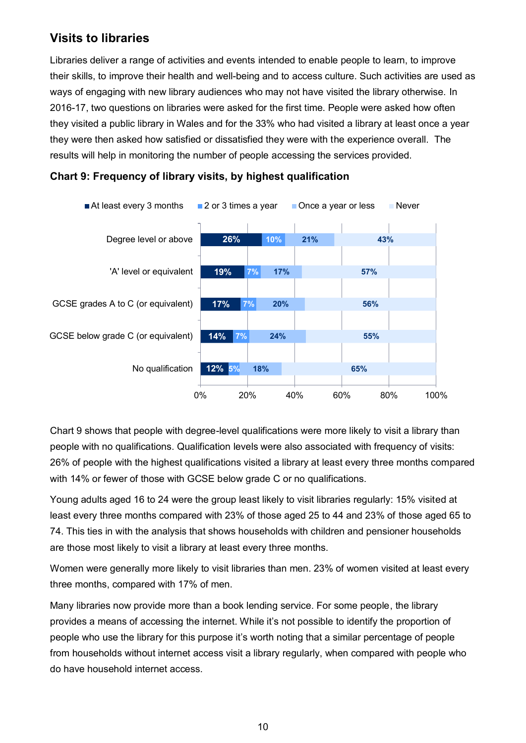## Visits to libraries

Libraries deliver a range of activities and events intended to enable people to learn, to improve their skills, to improve their health and well-being and to access culture. Such activities are used as ways of engaging with new library audiences who may not have visited the library otherwise. In 2016-17, two questions on libraries were asked for the first time. People were asked how often they visited a public library in Wales and for the 33% who had visited a library at least once a year they were then asked how satisfied or dissatisfied they were with the experience overall. The results will help in monitoring the number of people accessing the services provided.

### Chart 9: Frequency of library visits, by highest qualification

| | At least every 3 months | 2 or 3 times a year | Once a year or less | Never |
|---|---|---|---|---|
| Degree level or above | 26% | 10% | 21% | 43% |
| 'A' level or equivalent | 19% | 7% | 17% | 57% |
| GCSE grades A to C (or equivalent) | 17% | 7% | 20% | 56% |
| GCSE below grade C (or equivalent) | 14% | 7% | 24% | 55% |
| No qualification | 12% | 5% | 18% | 65% |

Chart 9 shows that people with degree-level qualifications were more likely to visit a library than people with no qualifications. Qualification levels were also associated with frequency of visits: 26% of people with the highest qualifications visited a library at least every three months compared with 14% or fewer of those with GCSE below grade C or no qualifications.

Young adults aged 16 to 24 were the group least likely to visit libraries regularly: 15% visited at least every three months compared with 23% of those aged 25 to 44 and 23% of those aged 65 to 74. This ties in with the analysis that shows households with children and pensioner households are those most likely to visit a library at least every three months.

Women were generally more likely to visit libraries than men. 23% of women visited at least every three months, compared with 17% of men.

Many libraries now provide more than a book lending service. For some people, the library provides a means of accessing the internet. While it's not possible to identify the proportion of people who use the library for this purpose it's worth noting that a similar percentage of people from households without internet access visit a library regularly, when compared with people who do have household internet access.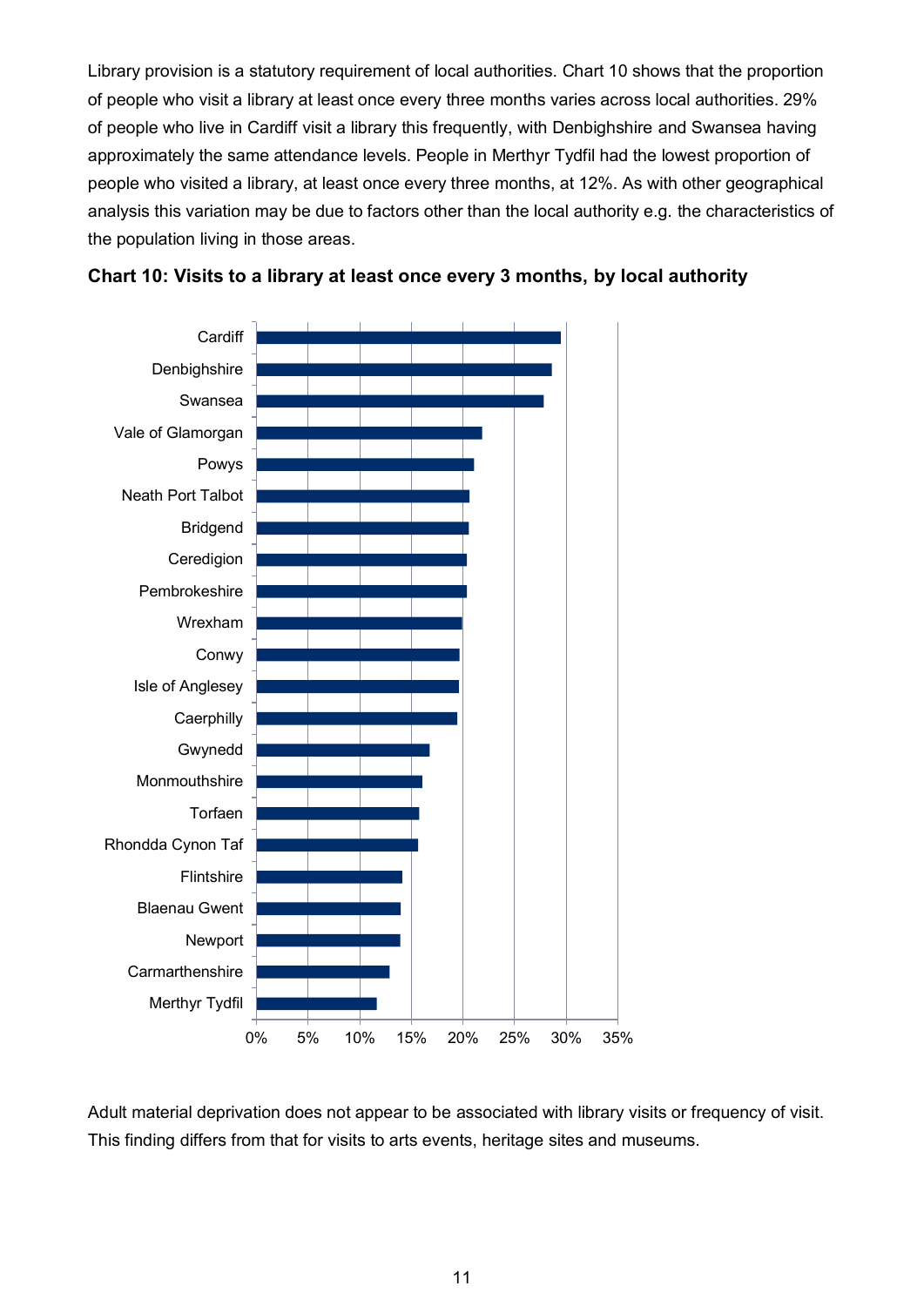Library provision is a statutory requirement of local authorities. Chart 10 shows that the proportion of people who visit a library at least once every three months varies across local authorities. 29% of people who live in Cardiff visit a library this frequently, with Denbighshire and Swansea having approximately the same attendance levels. People in Merthyr Tydfil had the lowest proportion of people who visited a library, at least once every three months, at 12%. As with other geographical analysis this variation may be due to factors other than the local authority e.g. the characteristics of the population living in those areas.

**Chart 10: Visits to a library at least once every 3 months, by local authority**

Cardiff
Denbighshire
Swansea
Vale of Glamorgan
Powys
Neath Port Talbot
Bridgend
Ceredigion
Pembrokeshire
Wrexham
Conwy
Isle of Anglesey
Caerphilly
Gwynedd
Monmouthshire
Torfaen
Rhondda Cynon Taf
Flintshire
Blaenau Gwent
Newport
Carmarthenshire
Merthyr Tydfil

0% 5% 10% 15% 20% 25% 30% 35%

Adult material deprivation does not appear to be associated with library visits or frequency of visit. This finding differs from that for visits to arts events, heritage sites and museums.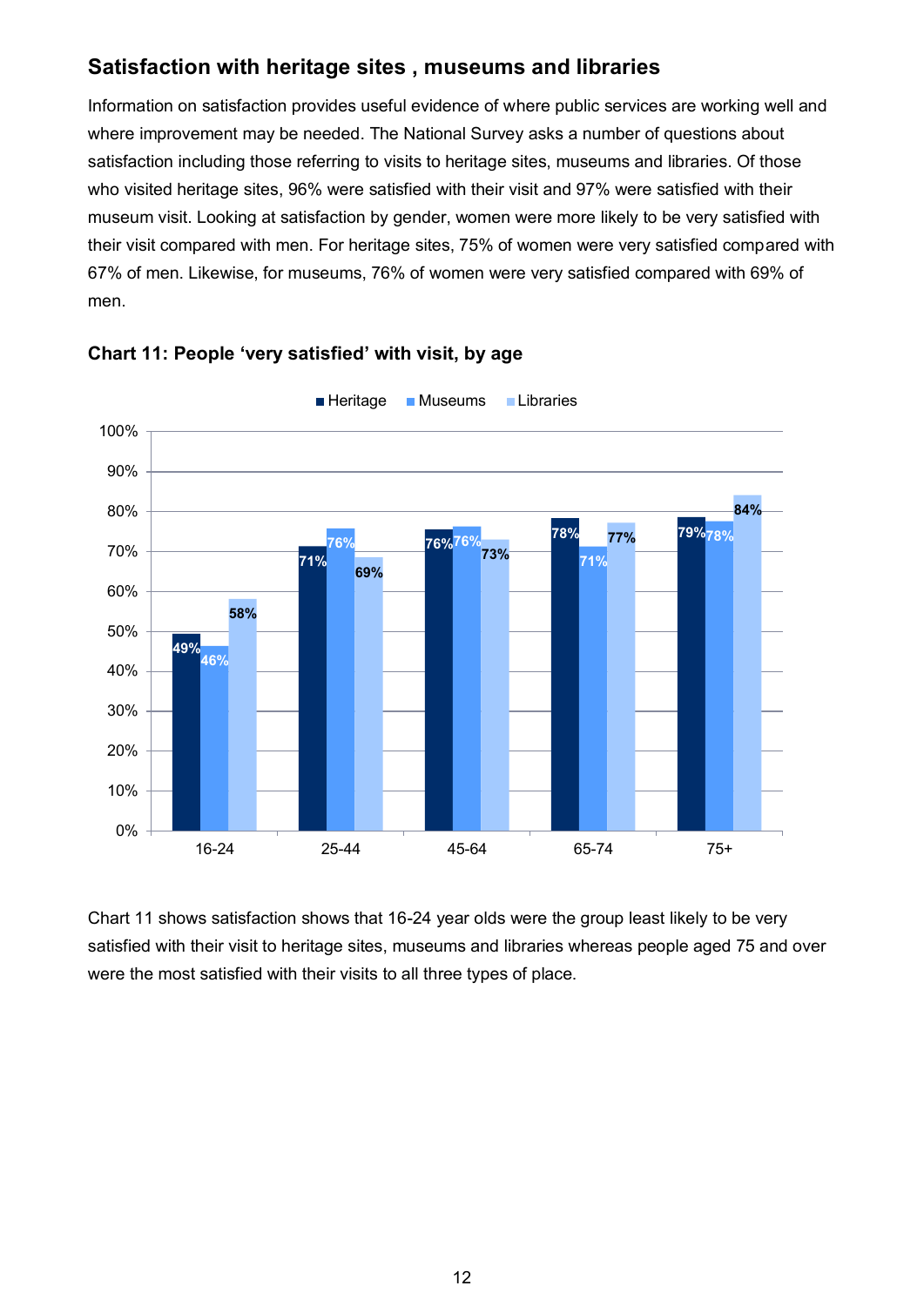## Satisfaction with heritage sites , museums and libraries

Information on satisfaction provides useful evidence of where public services are working well and where improvement may be needed. The National Survey asks a number of questions about satisfaction including those referring to visits to heritage sites, museums and libraries. Of those who visited heritage sites, 96% were satisfied with their visit and 97% were satisfied with their museum visit. Looking at satisfaction by gender, women were more likely to be very satisfied with their visit compared with men. For heritage sites, 75% of women were very satisfied compared with 67% of men. Likewise, for museums, 76% of women were very satisfied compared with 69% of men.

**Chart 11: People 'very satisfied' with visit, by age**

| Age | Heritage | Museums | Libraries |
|---|---|---|---|
| 16-24 | 49% | 46% | 58% |
| 25-44 | 71% | 76% | 69% |
| 45-64 | 76% | 76% | 73% |
| 65-74 | 78% | 71% | 77% |
| 75+ | 79% | 78% | 84% |

Chart 11 shows satisfaction shows that 16-24 year olds were the group least likely to be very satisfied with their visit to heritage sites, museums and libraries whereas people aged 75 and over were the most satisfied with their visits to all three types of place.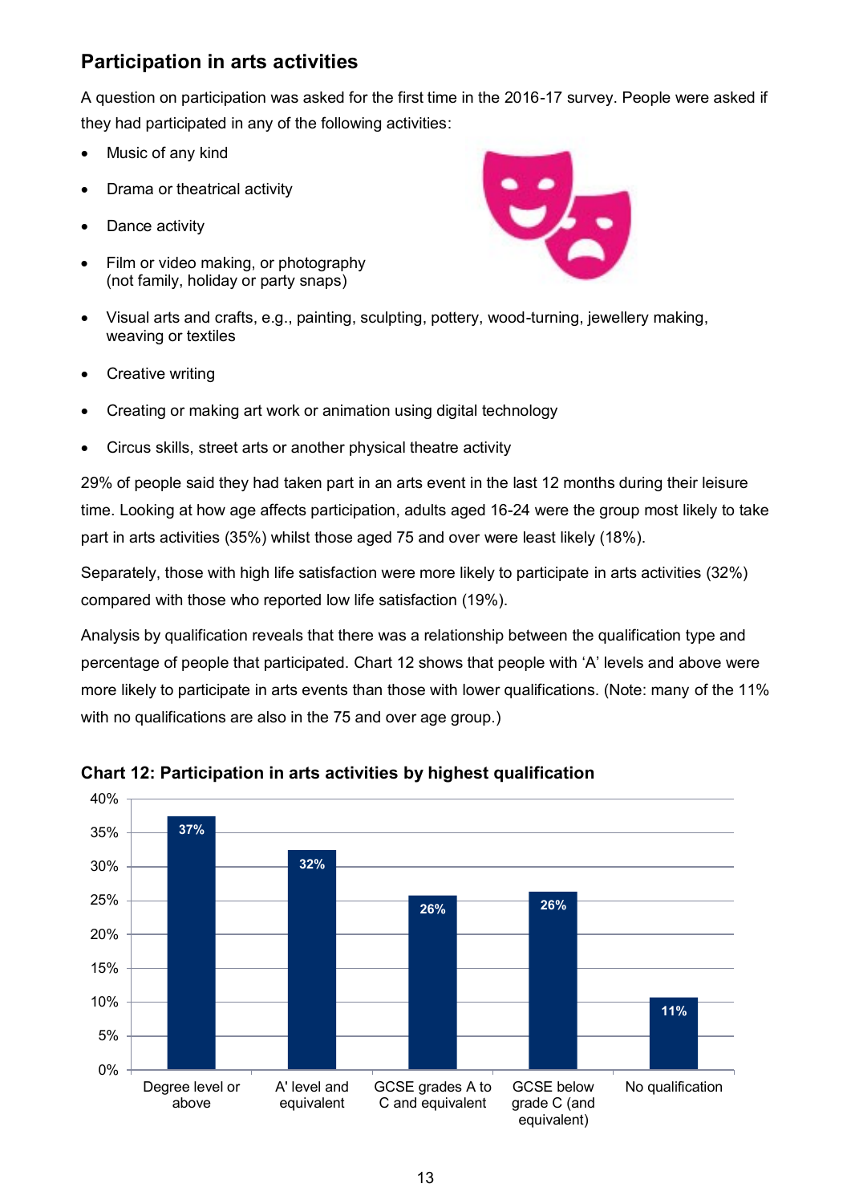## Participation in arts activities

A question on participation was asked for the first time in the 2016-17 survey. People were asked if they had participated in any of the following activities:

- Music of any kind
- Drama or theatrical activity
- Dance activity
- Film or video making, or photography (not family, holiday or party snaps)
- Visual arts and crafts, e.g., painting, sculpting, pottery, wood-turning, jewellery making, weaving or textiles
- Creative writing
- Creating or making art work or animation using digital technology
- Circus skills, street arts or another physical theatre activity

29% of people said they had taken part in an arts event in the last 12 months during their leisure time. Looking at how age affects participation, adults aged 16-24 were the group most likely to take part in arts activities (35%) whilst those aged 75 and over were least likely (18%).

Separately, those with high life satisfaction were more likely to participate in arts activities (32%) compared with those who reported low life satisfaction (19%).

Analysis by qualification reveals that there was a relationship between the qualification type and percentage of people that participated. Chart 12 shows that people with 'A' levels and above were more likely to participate in arts events than those with lower qualifications. (Note: many of the 11% with no qualifications are also in the 75 and over age group.)

**Chart 12: Participation in arts activities by highest qualification**

| Highest qualification | Participation |
|---|---|
| Degree level or above | 37% |
| A' level and equivalent | 32% |
| GCSE grades A to C and equivalent | 26% |
| GCSE below grade C (and equivalent) | 26% |
| No qualification | 11% |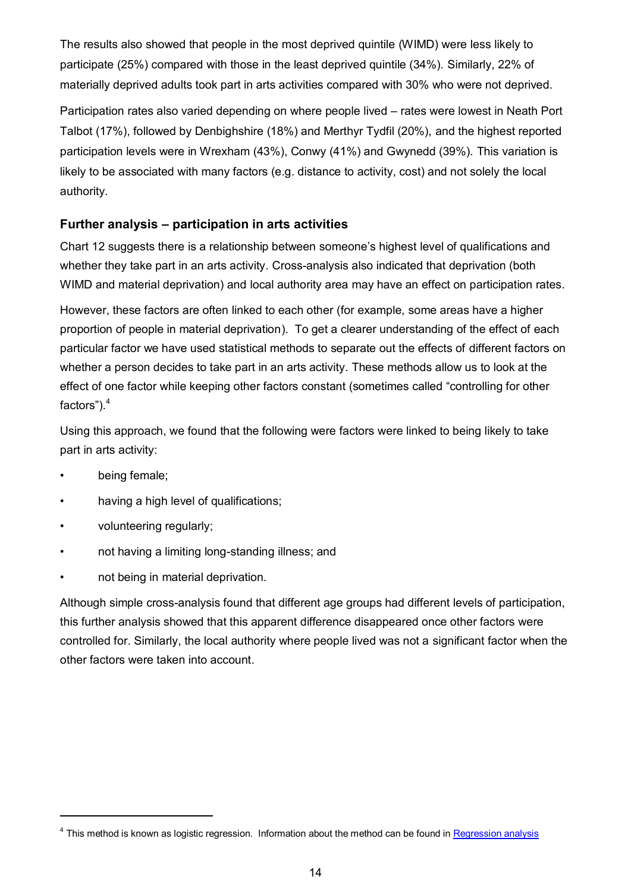The results also showed that people in the most deprived quintile (WIMD) were less likely to participate (25%) compared with those in the least deprived quintile (34%). Similarly, 22% of materially deprived adults took part in arts activities compared with 30% who were not deprived.

Participation rates also varied depending on where people lived – rates were lowest in Neath Port Talbot (17%), followed by Denbighshire (18%) and Merthyr Tydfil (20%), and the highest reported participation levels were in Wrexham (43%), Conwy (41%) and Gwynedd (39%). This variation is likely to be associated with many factors (e.g. distance to activity, cost) and not solely the local authority.

### Further analysis – participation in arts activities

Chart 12 suggests there is a relationship between someone's highest level of qualifications and whether they take part in an arts activity. Cross-analysis also indicated that deprivation (both WIMD and material deprivation) and local authority area may have an effect on participation rates.

However, these factors are often linked to each other (for example, some areas have a higher proportion of people in material deprivation). To get a clearer understanding of the effect of each particular factor we have used statistical methods to separate out the effects of different factors on whether a person decides to take part in an arts activity. These methods allow us to look at the effect of one factor while keeping other factors constant (sometimes called "controlling for other factors").[4]

Using this approach, we found that the following were factors were linked to being likely to take part in arts activity:

- being female;
- having a high level of qualifications;
- volunteering regularly;
- not having a limiting long-standing illness; and
- not being in material deprivation.

Although simple cross-analysis found that different age groups had different levels of participation, this further analysis showed that this apparent difference disappeared once other factors were controlled for. Similarly, the local authority where people lived was not a significant factor when the other factors were taken into account.

---

[4] This method is known as logistic regression. Information about the method can be found in Regression analysis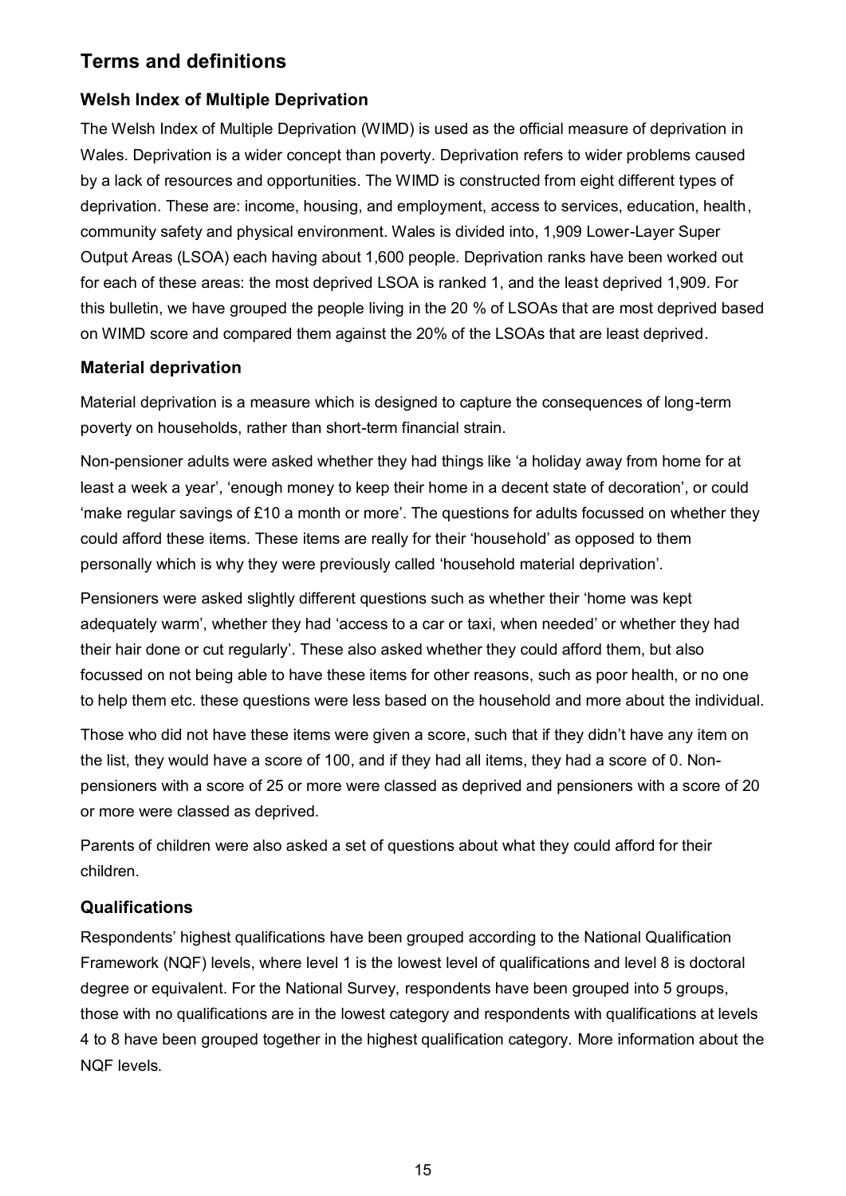## Terms and definitions

### Welsh Index of Multiple Deprivation

The Welsh Index of Multiple Deprivation (WIMD) is used as the official measure of deprivation in Wales. Deprivation is a wider concept than poverty. Deprivation refers to wider problems caused by a lack of resources and opportunities. The WIMD is constructed from eight different types of deprivation. These are: income, housing, and employment, access to services, education, health, community safety and physical environment. Wales is divided into, 1,909 Lower-Layer Super Output Areas (LSOA) each having about 1,600 people. Deprivation ranks have been worked out for each of these areas: the most deprived LSOA is ranked 1, and the least deprived 1,909. For this bulletin, we have grouped the people living in the 20 % of LSOAs that are most deprived based on WIMD score and compared them against the 20% of the LSOAs that are least deprived.

### Material deprivation

Material deprivation is a measure which is designed to capture the consequences of long-term poverty on households, rather than short-term financial strain.

Non-pensioner adults were asked whether they had things like 'a holiday away from home for at least a week a year', 'enough money to keep their home in a decent state of decoration', or could 'make regular savings of £10 a month or more'. The questions for adults focussed on whether they could afford these items. These items are really for their 'household' as opposed to them personally which is why they were previously called 'household material deprivation'.

Pensioners were asked slightly different questions such as whether their 'home was kept adequately warm', whether they had 'access to a car or taxi, when needed' or whether they had their hair done or cut regularly'. These also asked whether they could afford them, but also focussed on not being able to have these items for other reasons, such as poor health, or no one to help them etc. these questions were less based on the household and more about the individual.

Those who did not have these items were given a score, such that if they didn't have any item on the list, they would have a score of 100, and if they had all items, they had a score of 0. Non-pensioners with a score of 25 or more were classed as deprived and pensioners with a score of 20 or more were classed as deprived.

Parents of children were also asked a set of questions about what they could afford for their children.

### Qualifications

Respondents' highest qualifications have been grouped according to the National Qualification Framework (NQF) levels, where level 1 is the lowest level of qualifications and level 8 is doctoral degree or equivalent. For the National Survey, respondents have been grouped into 5 groups, those with no qualifications are in the lowest category and respondents with qualifications at levels 4 to 8 have been grouped together in the highest qualification category. More information about the NQF levels.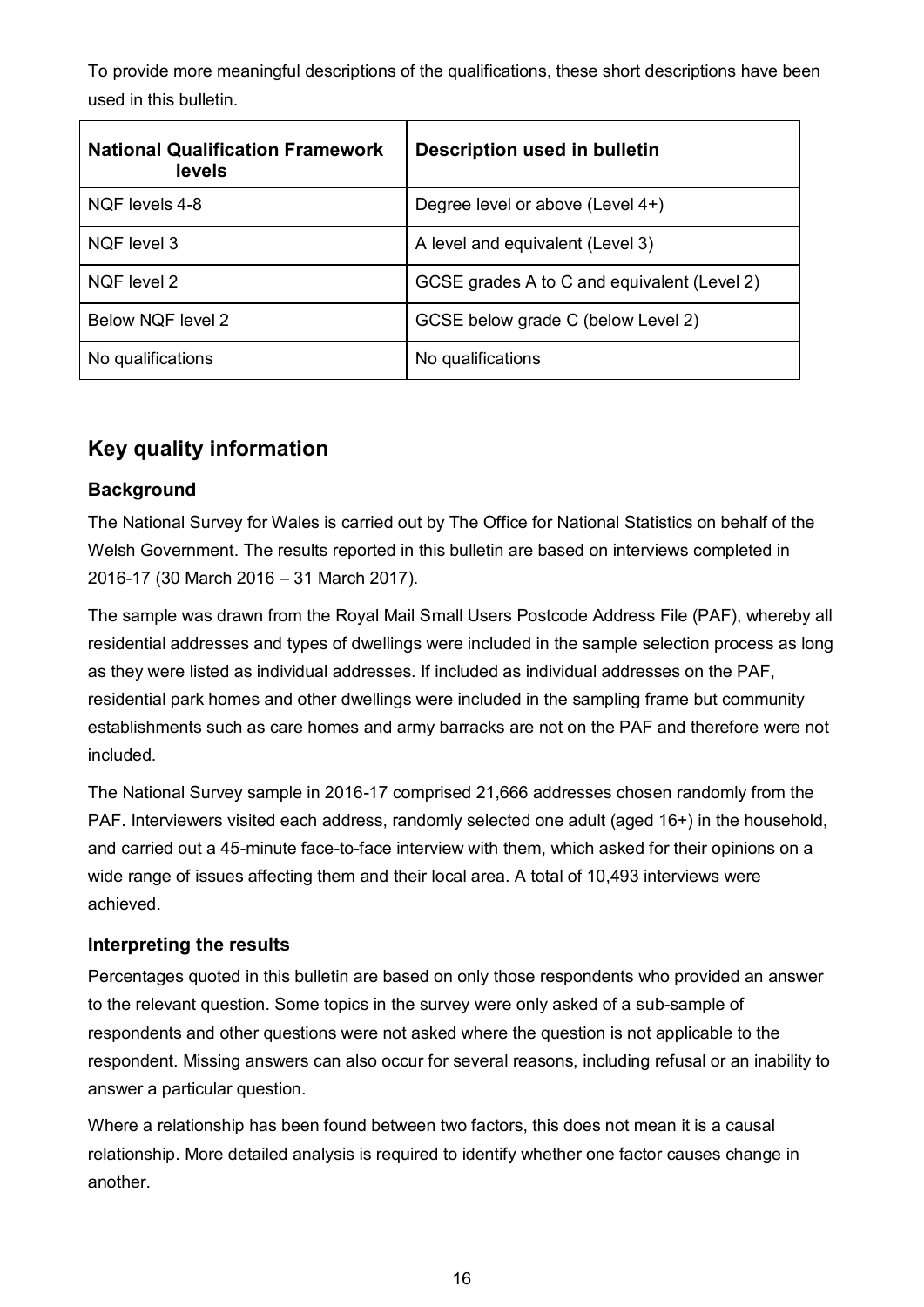To provide more meaningful descriptions of the qualifications, these short descriptions have been used in this bulletin.

| National Qualification Framework levels | Description used in bulletin |
|---|---|
| NQF levels 4-8 | Degree level or above (Level 4+) |
| NQF level 3 | A level and equivalent (Level 3) |
| NQF level 2 | GCSE grades A to C and equivalent (Level 2) |
| Below NQF level 2 | GCSE below grade C (below Level 2) |
| No qualifications | No qualifications |

## Key quality information

### Background

The National Survey for Wales is carried out by The Office for National Statistics on behalf of the Welsh Government. The results reported in this bulletin are based on interviews completed in 2016-17 (30 March 2016 – 31 March 2017).

The sample was drawn from the Royal Mail Small Users Postcode Address File (PAF), whereby all residential addresses and types of dwellings were included in the sample selection process as long as they were listed as individual addresses. If included as individual addresses on the PAF, residential park homes and other dwellings were included in the sampling frame but community establishments such as care homes and army barracks are not on the PAF and therefore were not included.

The National Survey sample in 2016-17 comprised 21,666 addresses chosen randomly from the PAF. Interviewers visited each address, randomly selected one adult (aged 16+) in the household, and carried out a 45-minute face-to-face interview with them, which asked for their opinions on a wide range of issues affecting them and their local area. A total of 10,493 interviews were achieved.

### Interpreting the results

Percentages quoted in this bulletin are based on only those respondents who provided an answer to the relevant question. Some topics in the survey were only asked of a sub-sample of respondents and other questions were not asked where the question is not applicable to the respondent. Missing answers can also occur for several reasons, including refusal or an inability to answer a particular question.

Where a relationship has been found between two factors, this does not mean it is a causal relationship. More detailed analysis is required to identify whether one factor causes change in another.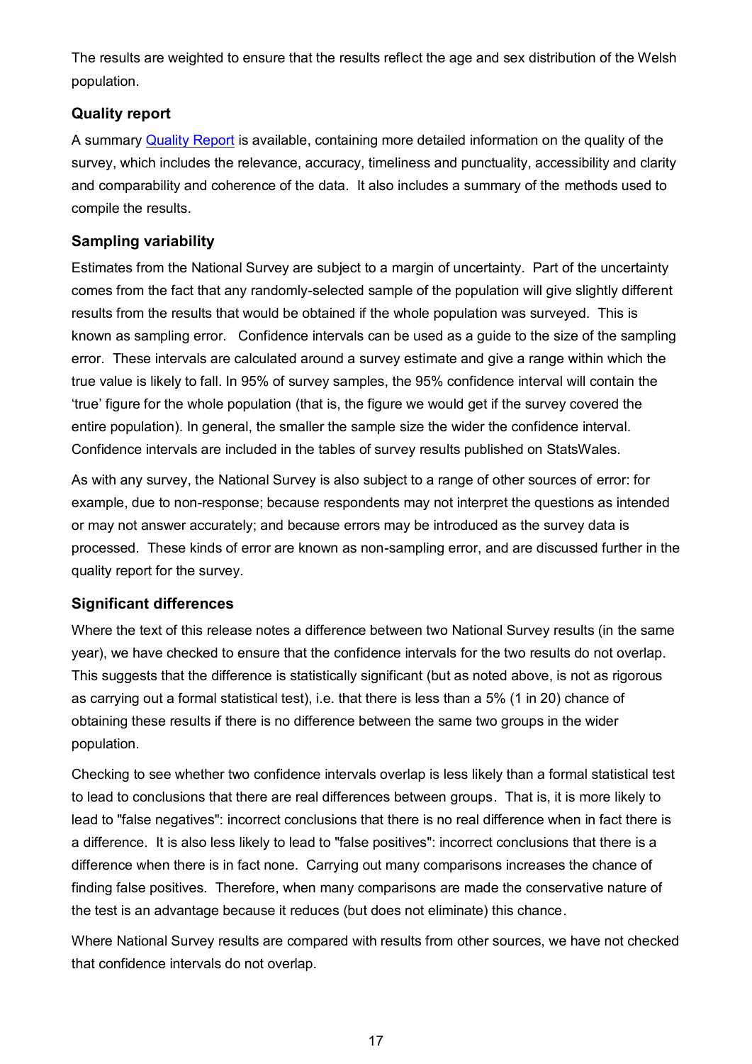The results are weighted to ensure that the results reflect the age and sex distribution of the Welsh population.

### Quality report

A summary [Quality Report]() is available, containing more detailed information on the quality of the survey, which includes the relevance, accuracy, timeliness and punctuality, accessibility and clarity and comparability and coherence of the data. It also includes a summary of the methods used to compile the results.

### Sampling variability

Estimates from the National Survey are subject to a margin of uncertainty. Part of the uncertainty comes from the fact that any randomly-selected sample of the population will give slightly different results from the results that would be obtained if the whole population was surveyed. This is known as sampling error. Confidence intervals can be used as a guide to the size of the sampling error. These intervals are calculated around a survey estimate and give a range within which the true value is likely to fall. In 95% of survey samples, the 95% confidence interval will contain the 'true' figure for the whole population (that is, the figure we would get if the survey covered the entire population). In general, the smaller the sample size the wider the confidence interval. Confidence intervals are included in the tables of survey results published on StatsWales.

As with any survey, the National Survey is also subject to a range of other sources of error: for example, due to non-response; because respondents may not interpret the questions as intended or may not answer accurately; and because errors may be introduced as the survey data is processed. These kinds of error are known as non-sampling error, and are discussed further in the quality report for the survey.

### Significant differences

Where the text of this release notes a difference between two National Survey results (in the same year), we have checked to ensure that the confidence intervals for the two results do not overlap. This suggests that the difference is statistically significant (but as noted above, is not as rigorous as carrying out a formal statistical test), i.e. that there is less than a 5% (1 in 20) chance of obtaining these results if there is no difference between the same two groups in the wider population.

Checking to see whether two confidence intervals overlap is less likely than a formal statistical test to lead to conclusions that there are real differences between groups. That is, it is more likely to lead to "false negatives": incorrect conclusions that there is no real difference when in fact there is a difference. It is also less likely to lead to "false positives": incorrect conclusions that there is a difference when there is in fact none. Carrying out many comparisons increases the chance of finding false positives. Therefore, when many comparisons are made the conservative nature of the test is an advantage because it reduces (but does not eliminate) this chance.

Where National Survey results are compared with results from other sources, we have not checked that confidence intervals do not overlap.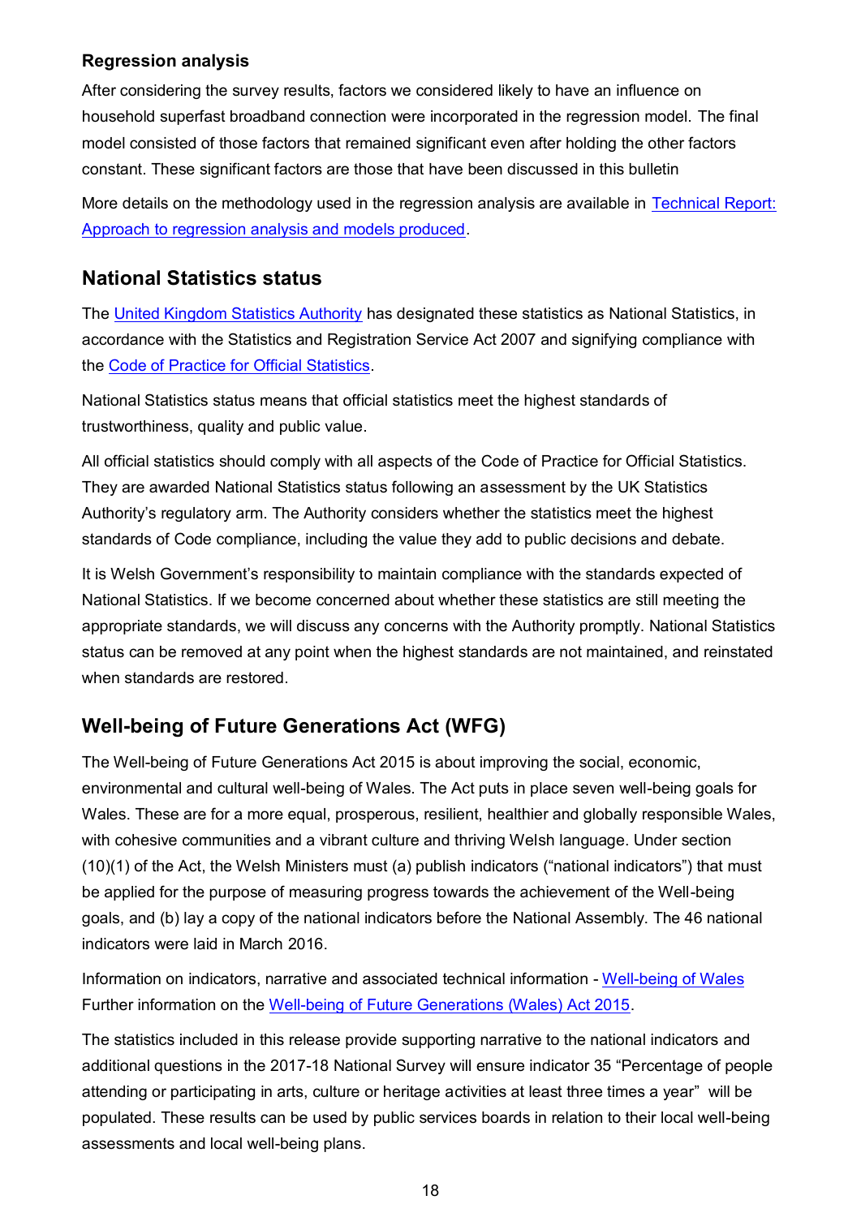### Regression analysis

After considering the survey results, factors we considered likely to have an influence on household superfast broadband connection were incorporated in the regression model. The final model consisted of those factors that remained significant even after holding the other factors constant. These significant factors are those that have been discussed in this bulletin

More details on the methodology used in the regression analysis are available in [Technical Report: Approach to regression analysis and models produced](#).

## National Statistics status

The [United Kingdom Statistics Authority](#) has designated these statistics as National Statistics, in accordance with the Statistics and Registration Service Act 2007 and signifying compliance with the [Code of Practice for Official Statistics](#).

National Statistics status means that official statistics meet the highest standards of trustworthiness, quality and public value.

All official statistics should comply with all aspects of the Code of Practice for Official Statistics. They are awarded National Statistics status following an assessment by the UK Statistics Authority's regulatory arm. The Authority considers whether the statistics meet the highest standards of Code compliance, including the value they add to public decisions and debate.

It is Welsh Government's responsibility to maintain compliance with the standards expected of National Statistics. If we become concerned about whether these statistics are still meeting the appropriate standards, we will discuss any concerns with the Authority promptly. National Statistics status can be removed at any point when the highest standards are not maintained, and reinstated when standards are restored.

## Well-being of Future Generations Act (WFG)

The Well-being of Future Generations Act 2015 is about improving the social, economic, environmental and cultural well-being of Wales. The Act puts in place seven well-being goals for Wales. These are for a more equal, prosperous, resilient, healthier and globally responsible Wales, with cohesive communities and a vibrant culture and thriving Welsh language. Under section (10)(1) of the Act, the Welsh Ministers must (a) publish indicators ("national indicators") that must be applied for the purpose of measuring progress towards the achievement of the Well-being goals, and (b) lay a copy of the national indicators before the National Assembly. The 46 national indicators were laid in March 2016.

Information on indicators, narrative and associated technical information - [Well-being of Wales](#)
Further information on the [Well-being of Future Generations (Wales) Act 2015](#).

The statistics included in this release provide supporting narrative to the national indicators and additional questions in the 2017-18 National Survey will ensure indicator 35 "Percentage of people attending or participating in arts, culture or heritage activities at least three times a year" will be populated. These results can be used by public services boards in relation to their local well-being assessments and local well-being plans.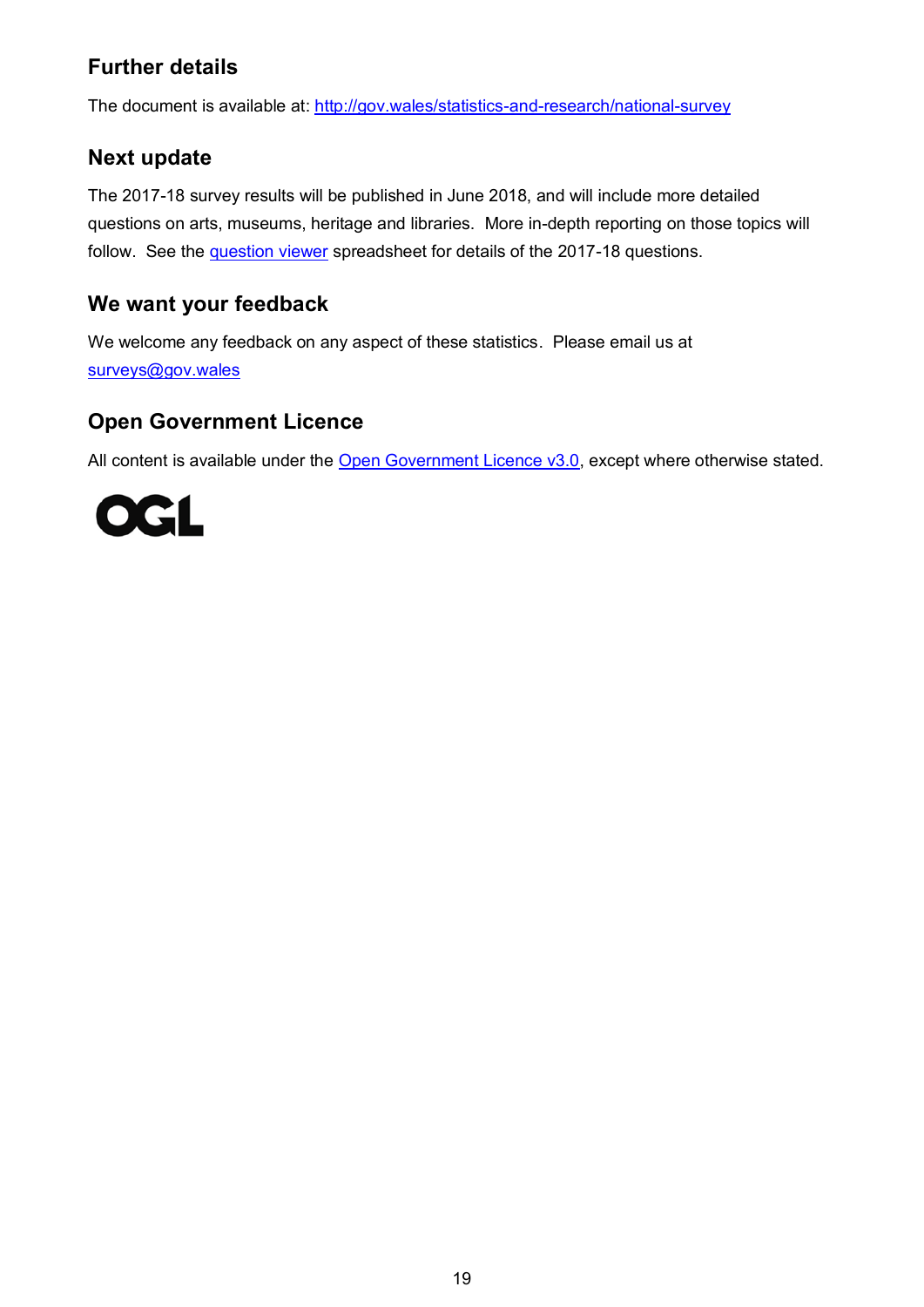## Further details

The document is available at: [http://gov.wales/statistics-and-research/national-survey](http://gov.wales/statistics-and-research/national-survey)

## Next update

The 2017-18 survey results will be published in June 2018, and will include more detailed questions on arts, museums, heritage and libraries. More in-depth reporting on those topics will follow. See the [question viewer](question viewer) spreadsheet for details of the 2017-18 questions.

## We want your feedback

We welcome any feedback on any aspect of these statistics. Please email us at [surveys@gov.wales](mailto:surveys@gov.wales)

## Open Government Licence

All content is available under the [Open Government Licence v3.0](Open Government Licence v3.0), except where otherwise stated.

OGL